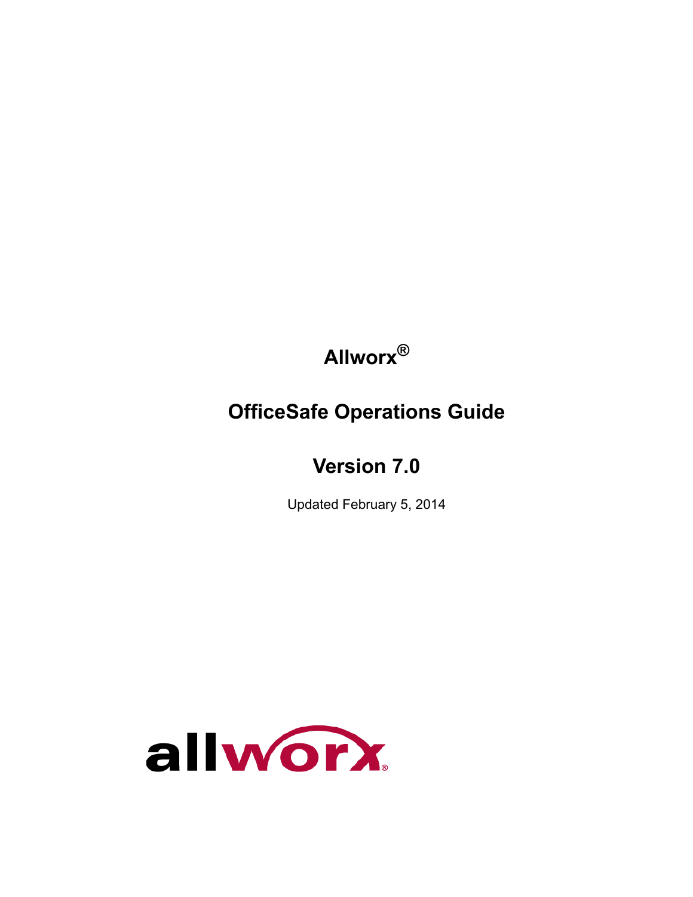# Allworx®

## OfficeSafe Operations Guide

## Version 7.0

Updated February 5, 2014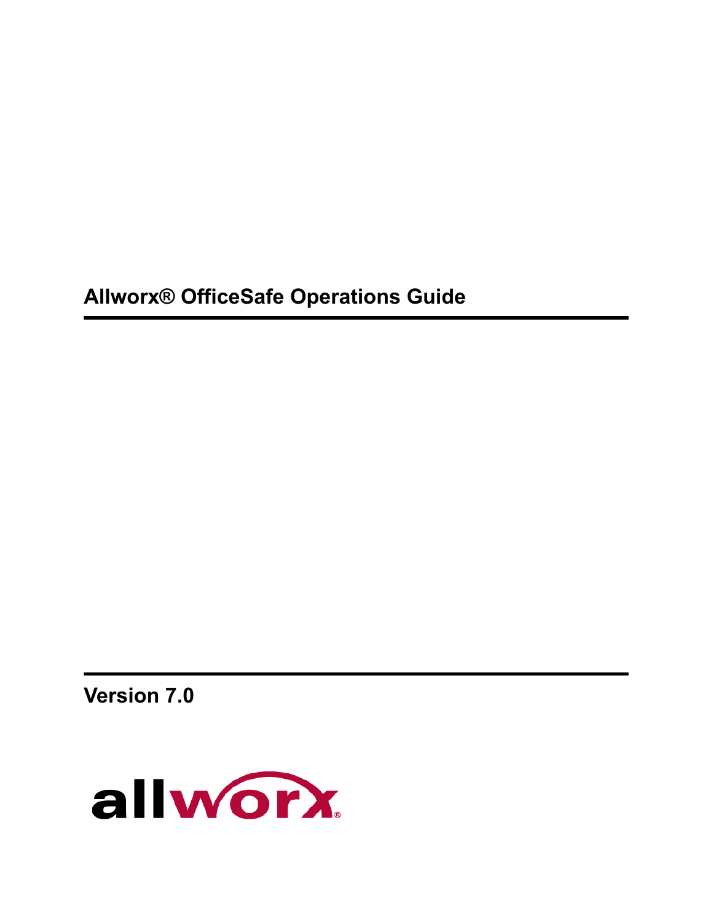# Allworx® OfficeSafe Operations Guide

**Version 7.0**

allworx®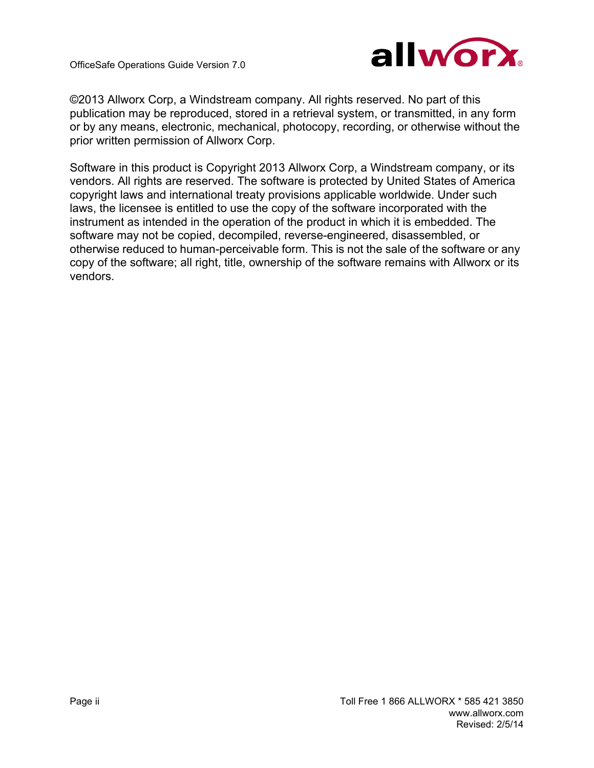©2013 Allworx Corp, a Windstream company. All rights reserved. No part of this publication may be reproduced, stored in a retrieval system, or transmitted, in any form or by any means, electronic, mechanical, photocopy, recording, or otherwise without the prior written permission of Allworx Corp.

Software in this product is Copyright 2013 Allworx Corp, a Windstream company, or its vendors. All rights are reserved. The software is protected by United States of America copyright laws and international treaty provisions applicable worldwide. Under such laws, the licensee is entitled to use the copy of the software incorporated with the instrument as intended in the operation of the product in which it is embedded. The software may not be copied, decompiled, reverse-engineered, disassembled, or otherwise reduced to human-perceivable form. This is not the sale of the software or any copy of the software; all right, title, ownership of the software remains with Allworx or its vendors.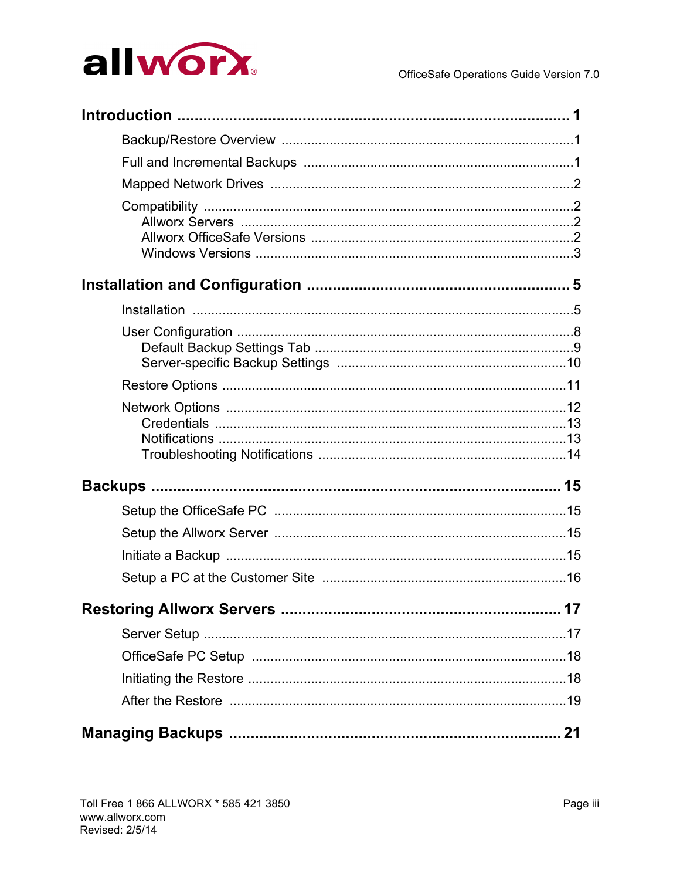**Introduction .......................................................................... 1**

- Backup/Restore Overview ............................................................................1
- Full and Incremental Backups .......................................................................1
- Mapped Network Drives ................................................................................2
- Compatibility .................................................................................................2
  - Allworx Servers .......................................................................................2
  - Allworx OfficeSafe Versions ....................................................................2
  - Windows Versions ...................................................................................3

**Installation and Configuration ........................................................ 5**

- Installation ....................................................................................................5
- User Configuration .........................................................................................8
  - Default Backup Settings Tab ....................................................................9
  - Server-specific Backup Settings .............................................................10
- Restore Options ...........................................................................................11
- Network Options ..........................................................................................12
  - Credentials .............................................................................................13
  - Notifications ............................................................................................13
  - Troubleshooting Notifications .................................................................14

**Backups ........................................................................................ 15**

- Setup the OfficeSafe PC ..............................................................................15
- Setup the Allworx Server ..............................................................................15
- Initiate a Backup ...........................................................................................15
- Setup a PC at the Customer Site .................................................................16

**Restoring Allworx Servers .............................................................. 17**

- Server Setup .................................................................................................17
- OfficeSafe PC Setup ....................................................................................18
- Initiating the Restore .....................................................................................18
- After the Restore ..........................................................................................19

**Managing Backups ......................................................................... 21**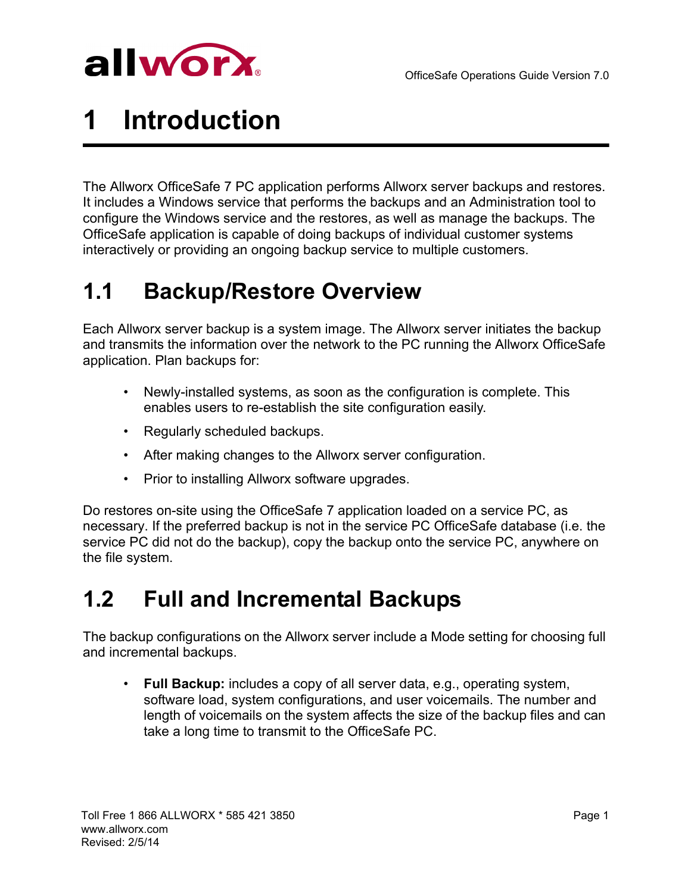# 1 Introduction

The Allworx OfficeSafe 7 PC application performs Allworx server backups and restores. It includes a Windows service that performs the backups and an Administration tool to configure the Windows service and the restores, as well as manage the backups. The OfficeSafe application is capable of doing backups of individual customer systems interactively or providing an ongoing backup service to multiple customers.

## 1.1 Backup/Restore Overview

Each Allworx server backup is a system image. The Allworx server initiates the backup and transmits the information over the network to the PC running the Allworx OfficeSafe application. Plan backups for:

- Newly-installed systems, as soon as the configuration is complete. This enables users to re-establish the site configuration easily.
- Regularly scheduled backups.
- After making changes to the Allworx server configuration.
- Prior to installing Allworx software upgrades.

Do restores on-site using the OfficeSafe 7 application loaded on a service PC, as necessary. If the preferred backup is not in the service PC OfficeSafe database (i.e. the service PC did not do the backup), copy the backup onto the service PC, anywhere on the file system.

## 1.2 Full and Incremental Backups

The backup configurations on the Allworx server include a Mode setting for choosing full and incremental backups.

- **Full Backup:** includes a copy of all server data, e.g., operating system, software load, system configurations, and user voicemails. The number and length of voicemails on the system affects the size of the backup files and can take a long time to transmit to the OfficeSafe PC.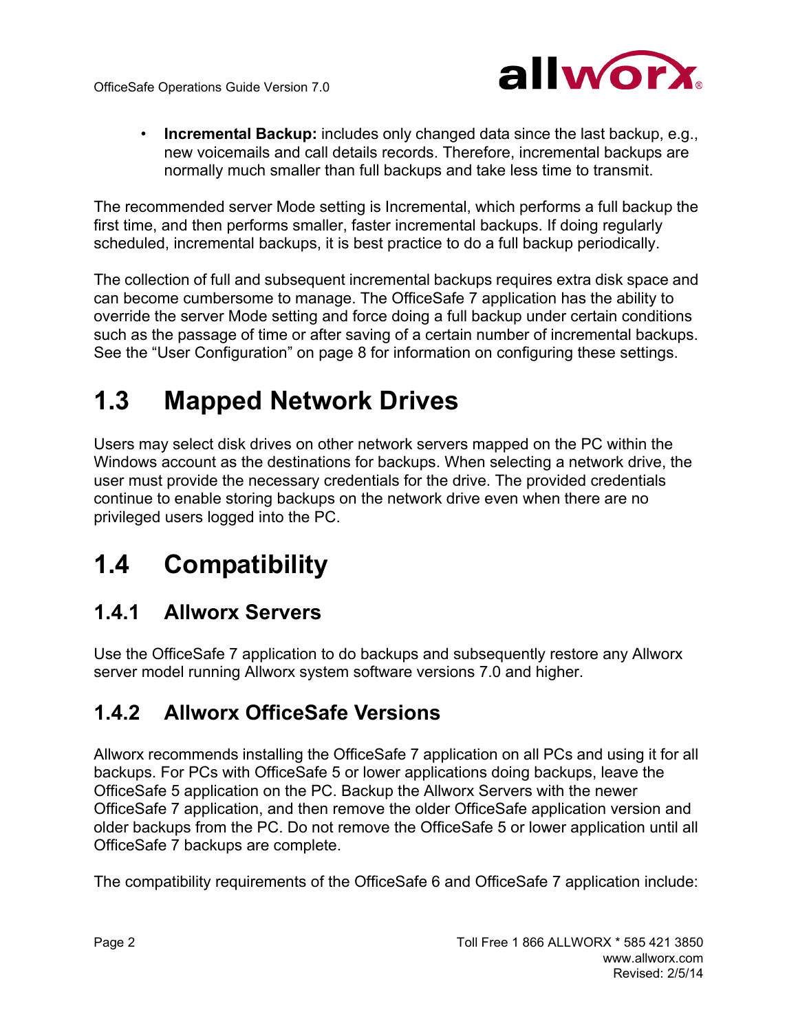- **Incremental Backup:** includes only changed data since the last backup, e.g., new voicemails and call details records. Therefore, incremental backups are normally much smaller than full backups and take less time to transmit.

The recommended server Mode setting is Incremental, which performs a full backup the first time, and then performs smaller, faster incremental backups. If doing regularly scheduled, incremental backups, it is best practice to do a full backup periodically.

The collection of full and subsequent incremental backups requires extra disk space and can become cumbersome to manage. The OfficeSafe 7 application has the ability to override the server Mode setting and force doing a full backup under certain conditions such as the passage of time or after saving of a certain number of incremental backups. See the “User Configuration” on page 8 for information on configuring these settings.

## 1.3 Mapped Network Drives

Users may select disk drives on other network servers mapped on the PC within the Windows account as the destinations for backups. When selecting a network drive, the user must provide the necessary credentials for the drive. The provided credentials continue to enable storing backups on the network drive even when there are no privileged users logged into the PC.

## 1.4 Compatibility

### 1.4.1 Allworx Servers

Use the OfficeSafe 7 application to do backups and subsequently restore any Allworx server model running Allworx system software versions 7.0 and higher.

### 1.4.2 Allworx OfficeSafe Versions

Allworx recommends installing the OfficeSafe 7 application on all PCs and using it for all backups. For PCs with OfficeSafe 5 or lower applications doing backups, leave the OfficeSafe 5 application on the PC. Backup the Allworx Servers with the newer OfficeSafe 7 application, and then remove the older OfficeSafe application version and older backups from the PC. Do not remove the OfficeSafe 5 or lower application until all OfficeSafe 7 backups are complete.

The compatibility requirements of the OfficeSafe 6 and OfficeSafe 7 application include: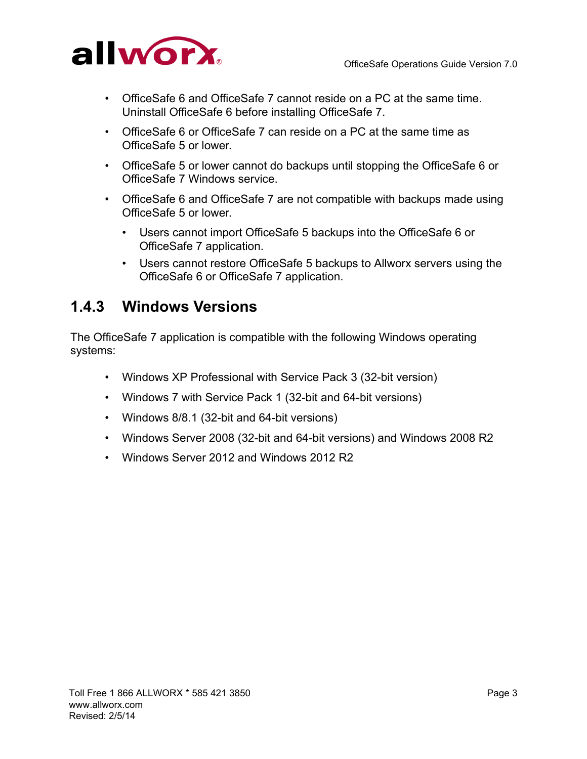- OfficeSafe 6 and OfficeSafe 7 cannot reside on a PC at the same time. Uninstall OfficeSafe 6 before installing OfficeSafe 7.
- OfficeSafe 6 or OfficeSafe 7 can reside on a PC at the same time as OfficeSafe 5 or lower.
- OfficeSafe 5 or lower cannot do backups until stopping the OfficeSafe 6 or OfficeSafe 7 Windows service.
- OfficeSafe 6 and OfficeSafe 7 are not compatible with backups made using OfficeSafe 5 or lower.
  - Users cannot import OfficeSafe 5 backups into the OfficeSafe 6 or OfficeSafe 7 application.
  - Users cannot restore OfficeSafe 5 backups to Allworx servers using the OfficeSafe 6 or OfficeSafe 7 application.

### 1.4.3 Windows Versions

The OfficeSafe 7 application is compatible with the following Windows operating systems:

- Windows XP Professional with Service Pack 3 (32-bit version)
- Windows 7 with Service Pack 1 (32-bit and 64-bit versions)
- Windows 8/8.1 (32-bit and 64-bit versions)
- Windows Server 2008 (32-bit and 64-bit versions) and Windows 2008 R2
- Windows Server 2012 and Windows 2012 R2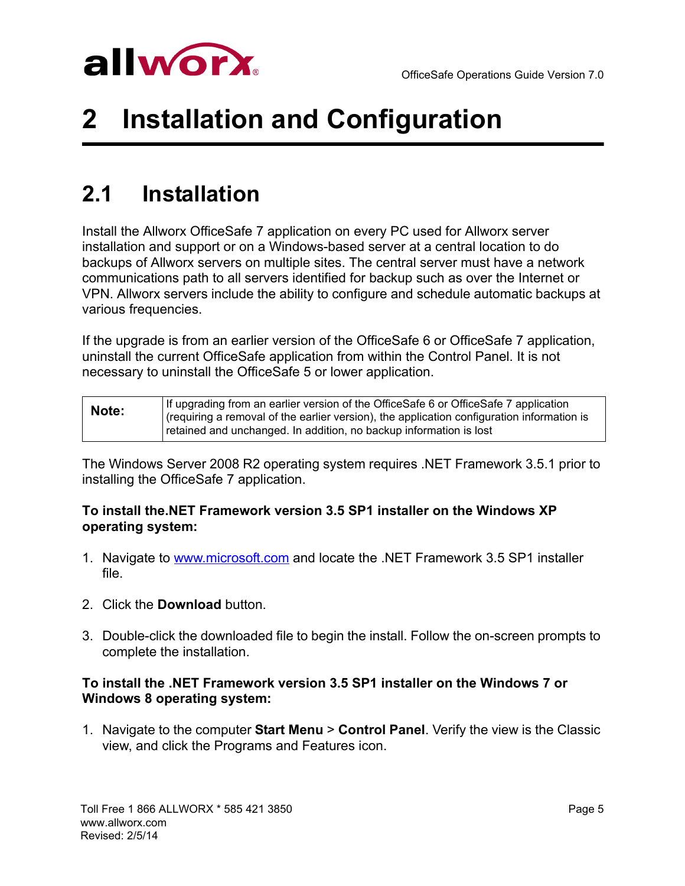# 2 Installation and Configuration

## 2.1 Installation

Install the Allworx OfficeSafe 7 application on every PC used for Allworx server installation and support or on a Windows-based server at a central location to do backups of Allworx servers on multiple sites. The central server must have a network communications path to all servers identified for backup such as over the Internet or VPN. Allworx servers include the ability to configure and schedule automatic backups at various frequencies.

If the upgrade is from an earlier version of the OfficeSafe 6 or OfficeSafe 7 application, uninstall the current OfficeSafe application from within the Control Panel. It is not necessary to uninstall the OfficeSafe 5 or lower application.

| **Note:** | If upgrading from an earlier version of the OfficeSafe 6 or OfficeSafe 7 application (requiring a removal of the earlier version), the application configuration information is retained and unchanged. In addition, no backup information is lost |
|---|---|

The Windows Server 2008 R2 operating system requires .NET Framework 3.5.1 prior to installing the OfficeSafe 7 application.

**To install the.NET Framework version 3.5 SP1 installer on the Windows XP operating system:**

1. Navigate to www.microsoft.com and locate the .NET Framework 3.5 SP1 installer file.
2. Click the **Download** button.
3. Double-click the downloaded file to begin the install. Follow the on-screen prompts to complete the installation.

**To install the .NET Framework version 3.5 SP1 installer on the Windows 7 or Windows 8 operating system:**

1. Navigate to the computer **Start Menu** > **Control Panel**. Verify the view is the Classic view, and click the Programs and Features icon.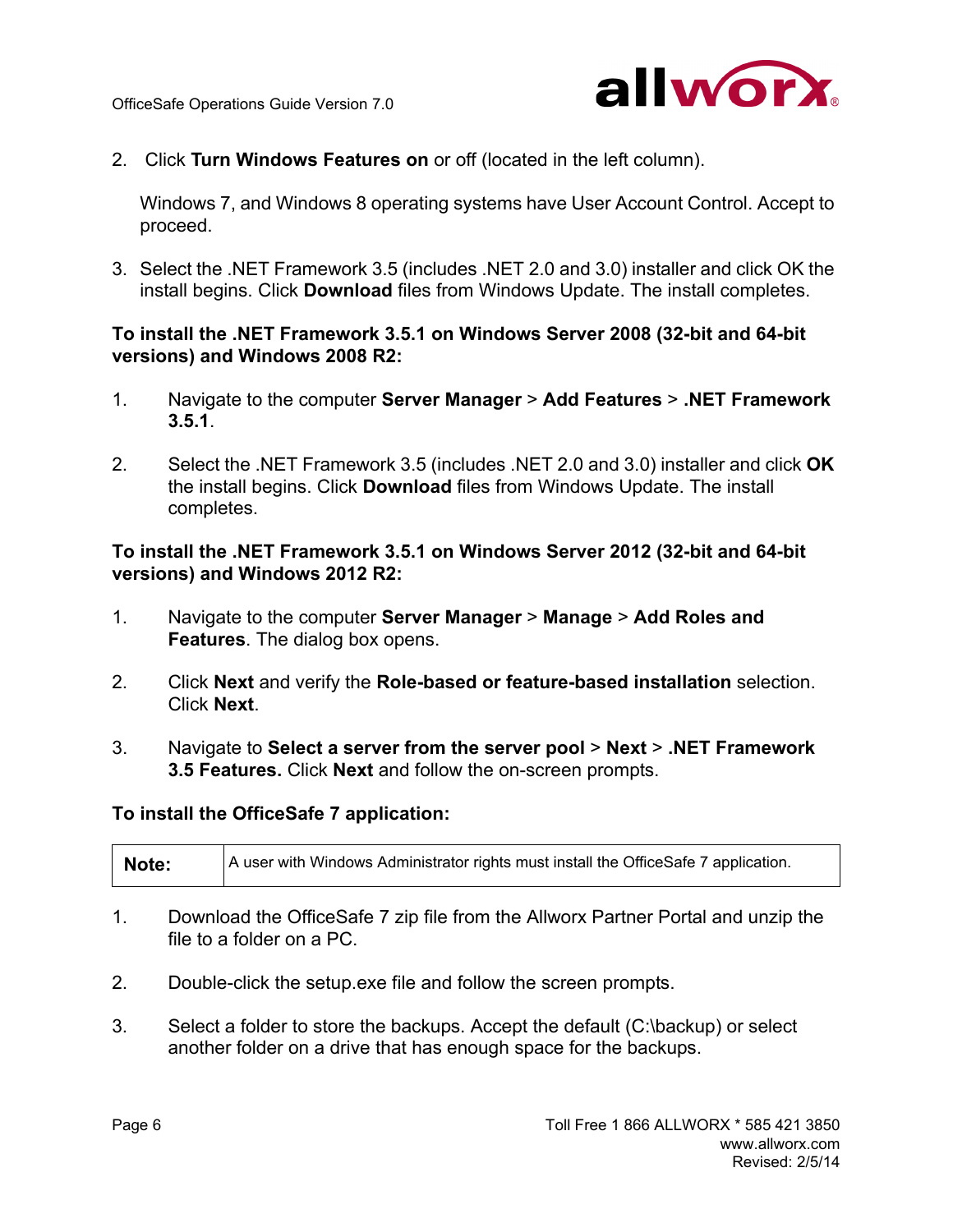2. Click **Turn Windows Features on** or off (located in the left column).

   Windows 7, and Windows 8 operating systems have User Account Control. Accept to proceed.

3. Select the .NET Framework 3.5 (includes .NET 2.0 and 3.0) installer and click OK the install begins. Click **Download** files from Windows Update. The install completes.

**To install the .NET Framework 3.5.1 on Windows Server 2008 (32-bit and 64-bit versions) and Windows 2008 R2:**

1. Navigate to the computer **Server Manager** > **Add Features** > **.NET Framework 3.5.1**.

2. Select the .NET Framework 3.5 (includes .NET 2.0 and 3.0) installer and click **OK** the install begins. Click **Download** files from Windows Update. The install completes.

**To install the .NET Framework 3.5.1 on Windows Server 2012 (32-bit and 64-bit versions) and Windows 2012 R2:**

1. Navigate to the computer **Server Manager** > **Manage** > **Add Roles and Features**. The dialog box opens.

2. Click **Next** and verify the **Role-based or feature-based installation** selection. Click **Next**.

3. Navigate to **Select a server from the server pool** > **Next** > **.NET Framework 3.5 Features.** Click **Next** and follow the on-screen prompts.

**To install the OfficeSafe 7 application:**

| **Note:** | A user with Windows Administrator rights must install the OfficeSafe 7 application. |
|---|---|

1. Download the OfficeSafe 7 zip file from the Allworx Partner Portal and unzip the file to a folder on a PC.

2. Double-click the setup.exe file and follow the screen prompts.

3. Select a folder to store the backups. Accept the default (C:\backup) or select another folder on a drive that has enough space for the backups.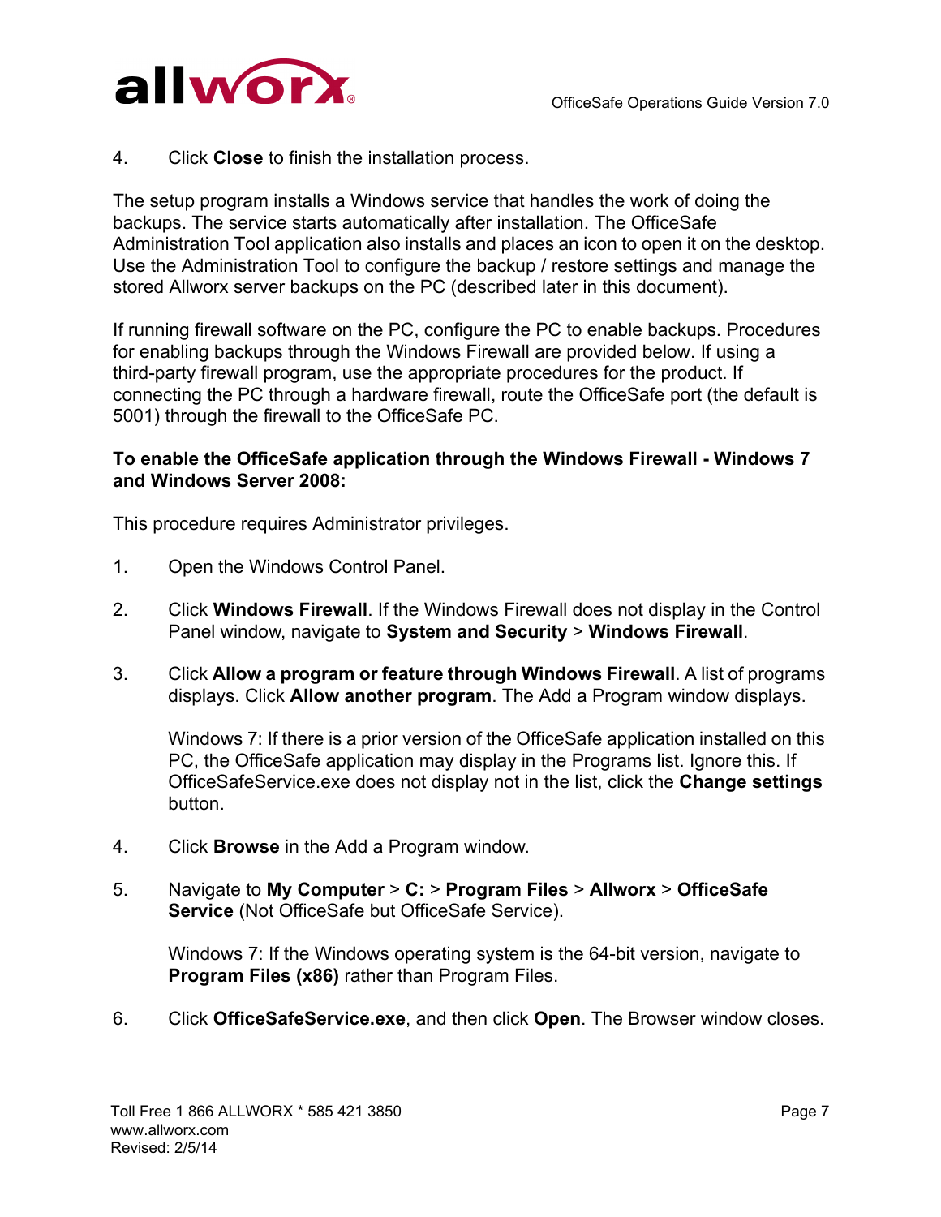4. Click **Close** to finish the installation process.

The setup program installs a Windows service that handles the work of doing the backups. The service starts automatically after installation. The OfficeSafe Administration Tool application also installs and places an icon to open it on the desktop. Use the Administration Tool to configure the backup / restore settings and manage the stored Allworx server backups on the PC (described later in this document).

If running firewall software on the PC, configure the PC to enable backups. Procedures for enabling backups through the Windows Firewall are provided below. If using a third-party firewall program, use the appropriate procedures for the product. If connecting the PC through a hardware firewall, route the OfficeSafe port (the default is 5001) through the firewall to the OfficeSafe PC.

**To enable the OfficeSafe application through the Windows Firewall - Windows 7 and Windows Server 2008:**

This procedure requires Administrator privileges.

1. Open the Windows Control Panel.

2. Click **Windows Firewall**. If the Windows Firewall does not display in the Control Panel window, navigate to **System and Security** > **Windows Firewall**.

3. Click **Allow a program or feature through Windows Firewall**. A list of programs displays. Click **Allow another program**. The Add a Program window displays.

   Windows 7: If there is a prior version of the OfficeSafe application installed on this PC, the OfficeSafe application may display in the Programs list. Ignore this. If OfficeSafeService.exe does not display not in the list, click the **Change settings** button.

4. Click **Browse** in the Add a Program window.

5. Navigate to **My Computer** > **C:** > **Program Files** > **Allworx** > **OfficeSafe Service** (Not OfficeSafe but OfficeSafe Service).

   Windows 7: If the Windows operating system is the 64-bit version, navigate to **Program Files (x86)** rather than Program Files.

6. Click **OfficeSafeService.exe**, and then click **Open**. The Browser window closes.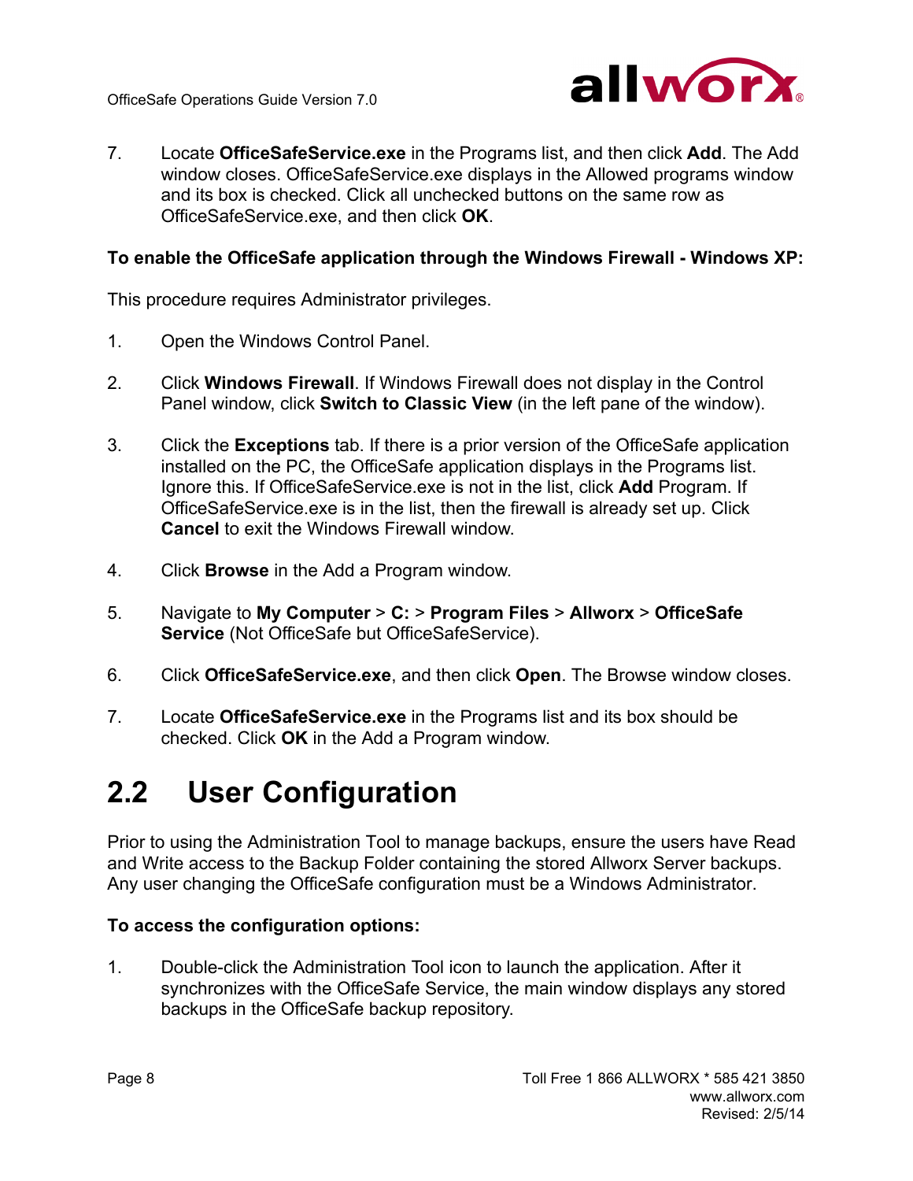7. Locate **OfficeSafeService.exe** in the Programs list, and then click **Add**. The Add window closes. OfficeSafeService.exe displays in the Allowed programs window and its box is checked. Click all unchecked buttons on the same row as OfficeSafeService.exe, and then click **OK**.

**To enable the OfficeSafe application through the Windows Firewall - Windows XP:**

This procedure requires Administrator privileges.

1. Open the Windows Control Panel.

2. Click **Windows Firewall**. If Windows Firewall does not display in the Control Panel window, click **Switch to Classic View** (in the left pane of the window).

3. Click the **Exceptions** tab. If there is a prior version of the OfficeSafe application installed on the PC, the OfficeSafe application displays in the Programs list. Ignore this. If OfficeSafeService.exe is not in the list, click **Add** Program. If OfficeSafeService.exe is in the list, then the firewall is already set up. Click **Cancel** to exit the Windows Firewall window.

4. Click **Browse** in the Add a Program window.

5. Navigate to **My Computer** > **C:** > **Program Files** > **Allworx** > **OfficeSafe Service** (Not OfficeSafe but OfficeSafeService).

6. Click **OfficeSafeService.exe**, and then click **Open**. The Browse window closes.

7. Locate **OfficeSafeService.exe** in the Programs list and its box should be checked. Click **OK** in the Add a Program window.

## 2.2 User Configuration

Prior to using the Administration Tool to manage backups, ensure the users have Read and Write access to the Backup Folder containing the stored Allworx Server backups. Any user changing the OfficeSafe configuration must be a Windows Administrator.

**To access the configuration options:**

1. Double-click the Administration Tool icon to launch the application. After it synchronizes with the OfficeSafe Service, the main window displays any stored backups in the OfficeSafe backup repository.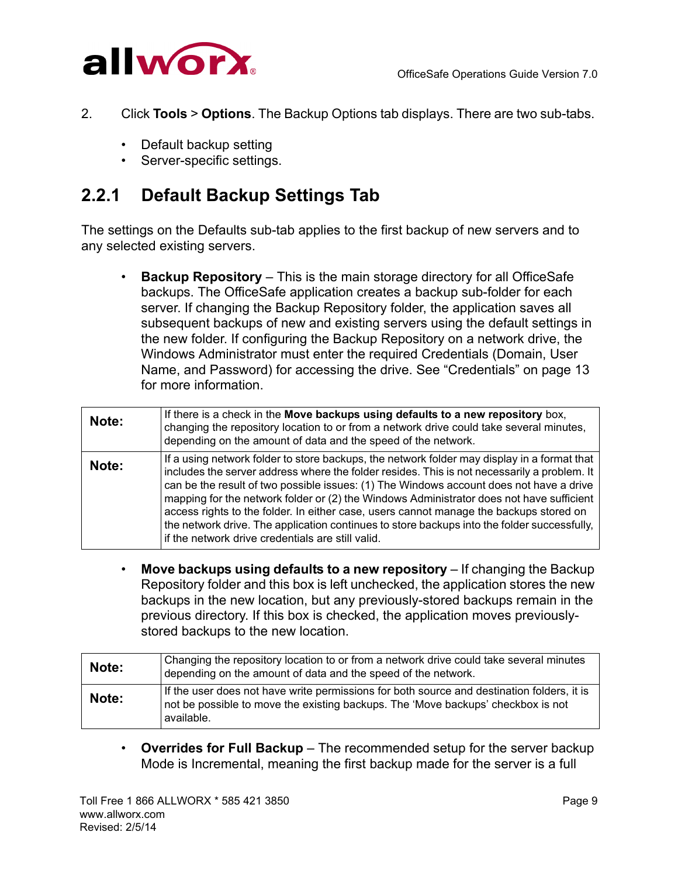2. Click **Tools** > **Options**. The Backup Options tab displays. There are two sub-tabs.

   - Default backup setting
   - Server-specific settings.

## 2.2.1 Default Backup Settings Tab

The settings on the Defaults sub-tab applies to the first backup of new servers and to any selected existing servers.

- **Backup Repository** – This is the main storage directory for all OfficeSafe backups. The OfficeSafe application creates a backup sub-folder for each server. If changing the Backup Repository folder, the application saves all subsequent backups of new and existing servers using the default settings in the new folder. If configuring the Backup Repository on a network drive, the Windows Administrator must enter the required Credentials (Domain, User Name, and Password) for accessing the drive. See “Credentials” on page 13 for more information.

| | |
|---|---|
| **Note:** | If there is a check in the **Move backups using defaults to a new repository** box, changing the repository location to or from a network drive could take several minutes, depending on the amount of data and the speed of the network. |
| **Note:** | If a using network folder to store backups, the network folder may display in a format that includes the server address where the folder resides. This is not necessarily a problem. It can be the result of two possible issues: (1) The Windows account does not have a drive mapping for the network folder or (2) the Windows Administrator does not have sufficient access rights to the folder. In either case, users cannot manage the backups stored on the network drive. The application continues to store backups into the folder successfully, if the network drive credentials are still valid. |

- **Move backups using defaults to a new repository** – If changing the Backup Repository folder and this box is left unchecked, the application stores the new backups in the new location, but any previously-stored backups remain in the previous directory. If this box is checked, the application moves previously-stored backups to the new location.

| | |
|---|---|
| **Note:** | Changing the repository location to or from a network drive could take several minutes depending on the amount of data and the speed of the network. |
| **Note:** | If the user does not have write permissions for both source and destination folders, it is not be possible to move the existing backups. The ‘Move backups’ checkbox is not available. |

- **Overrides for Full Backup** – The recommended setup for the server backup Mode is Incremental, meaning the first backup made for the server is a full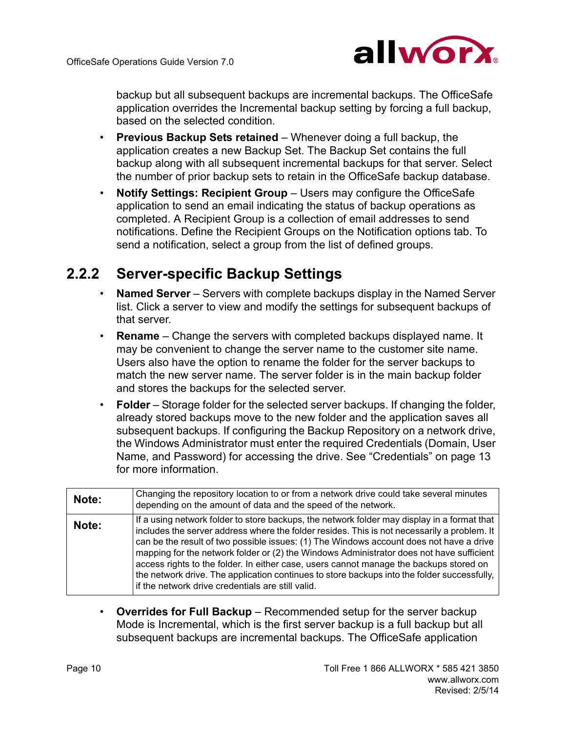backup but all subsequent backups are incremental backups. The OfficeSafe application overrides the Incremental backup setting by forcing a full backup, based on the selected condition.

- **Previous Backup Sets retained** – Whenever doing a full backup, the application creates a new Backup Set. The Backup Set contains the full backup along with all subsequent incremental backups for that server. Select the number of prior backup sets to retain in the OfficeSafe backup database.
- **Notify Settings: Recipient Group** – Users may configure the OfficeSafe application to send an email indicating the status of backup operations as completed. A Recipient Group is a collection of email addresses to send notifications. Define the Recipient Groups on the Notification options tab. To send a notification, select a group from the list of defined groups.

## 2.2.2 Server-specific Backup Settings

- **Named Server** – Servers with complete backups display in the Named Server list. Click a server to view and modify the settings for subsequent backups of that server.
- **Rename** – Change the servers with completed backups displayed name. It may be convenient to change the server name to the customer site name. Users also have the option to rename the folder for the server backups to match the new server name. The server folder is in the main backup folder and stores the backups for the selected server.
- **Folder** – Storage folder for the selected server backups. If changing the folder, already stored backups move to the new folder and the application saves all subsequent backups. If configuring the Backup Repository on a network drive, the Windows Administrator must enter the required Credentials (Domain, User Name, and Password) for accessing the drive. See “Credentials” on page 13 for more information.

| | |
|---|---|
| **Note:** | Changing the repository location to or from a network drive could take several minutes depending on the amount of data and the speed of the network. |
| **Note:** | If a using network folder to store backups, the network folder may display in a format that includes the server address where the folder resides. This is not necessarily a problem. It can be the result of two possible issues: (1) The Windows account does not have a drive mapping for the network folder or (2) the Windows Administrator does not have sufficient access rights to the folder. In either case, users cannot manage the backups stored on the network drive. The application continues to store backups into the folder successfully, if the network drive credentials are still valid. |

- **Overrides for Full Backup** – Recommended setup for the server backup Mode is Incremental, which is the first server backup is a full backup but all subsequent backups are incremental backups. The OfficeSafe application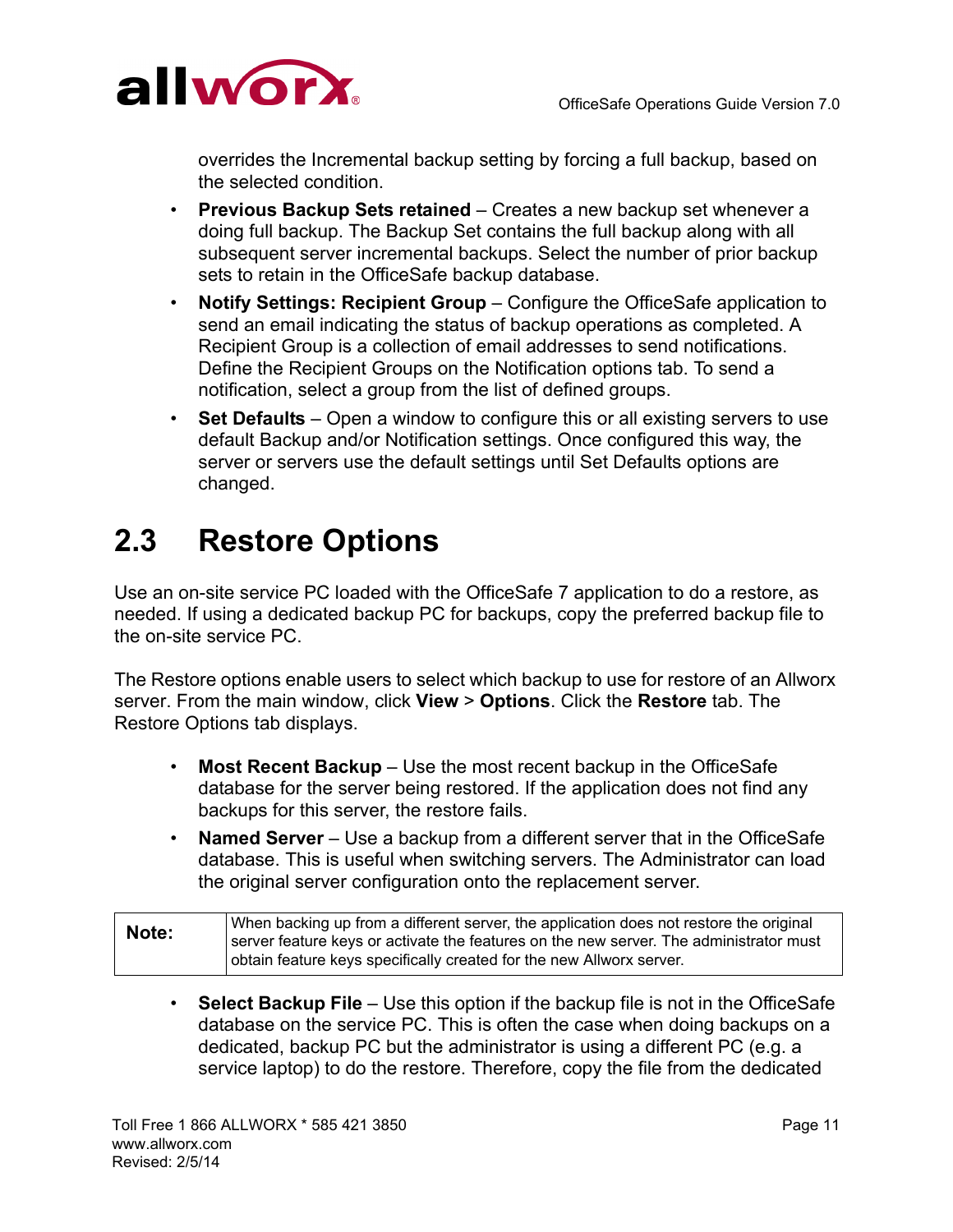overrides the Incremental backup setting by forcing a full backup, based on the selected condition.

- **Previous Backup Sets retained** – Creates a new backup set whenever a doing full backup. The Backup Set contains the full backup along with all subsequent server incremental backups. Select the number of prior backup sets to retain in the OfficeSafe backup database.
- **Notify Settings: Recipient Group** – Configure the OfficeSafe application to send an email indicating the status of backup operations as completed. A Recipient Group is a collection of email addresses to send notifications. Define the Recipient Groups on the Notification options tab. To send a notification, select a group from the list of defined groups.
- **Set Defaults** – Open a window to configure this or all existing servers to use default Backup and/or Notification settings. Once configured this way, the server or servers use the default settings until Set Defaults options are changed.

## 2.3 Restore Options

Use an on-site service PC loaded with the OfficeSafe 7 application to do a restore, as needed. If using a dedicated backup PC for backups, copy the preferred backup file to the on-site service PC.

The Restore options enable users to select which backup to use for restore of an Allworx server. From the main window, click **View** > **Options**. Click the **Restore** tab. The Restore Options tab displays.

- **Most Recent Backup** – Use the most recent backup in the OfficeSafe database for the server being restored. If the application does not find any backups for this server, the restore fails.
- **Named Server** – Use a backup from a different server that in the OfficeSafe database. This is useful when switching servers. The Administrator can load the original server configuration onto the replacement server.

| **Note:** | When backing up from a different server, the application does not restore the original server feature keys or activate the features on the new server. The administrator must obtain feature keys specifically created for the new Allworx server. |
|---|---|

- **Select Backup File** – Use this option if the backup file is not in the OfficeSafe database on the service PC. This is often the case when doing backups on a dedicated, backup PC but the administrator is using a different PC (e.g. a service laptop) to do the restore. Therefore, copy the file from the dedicated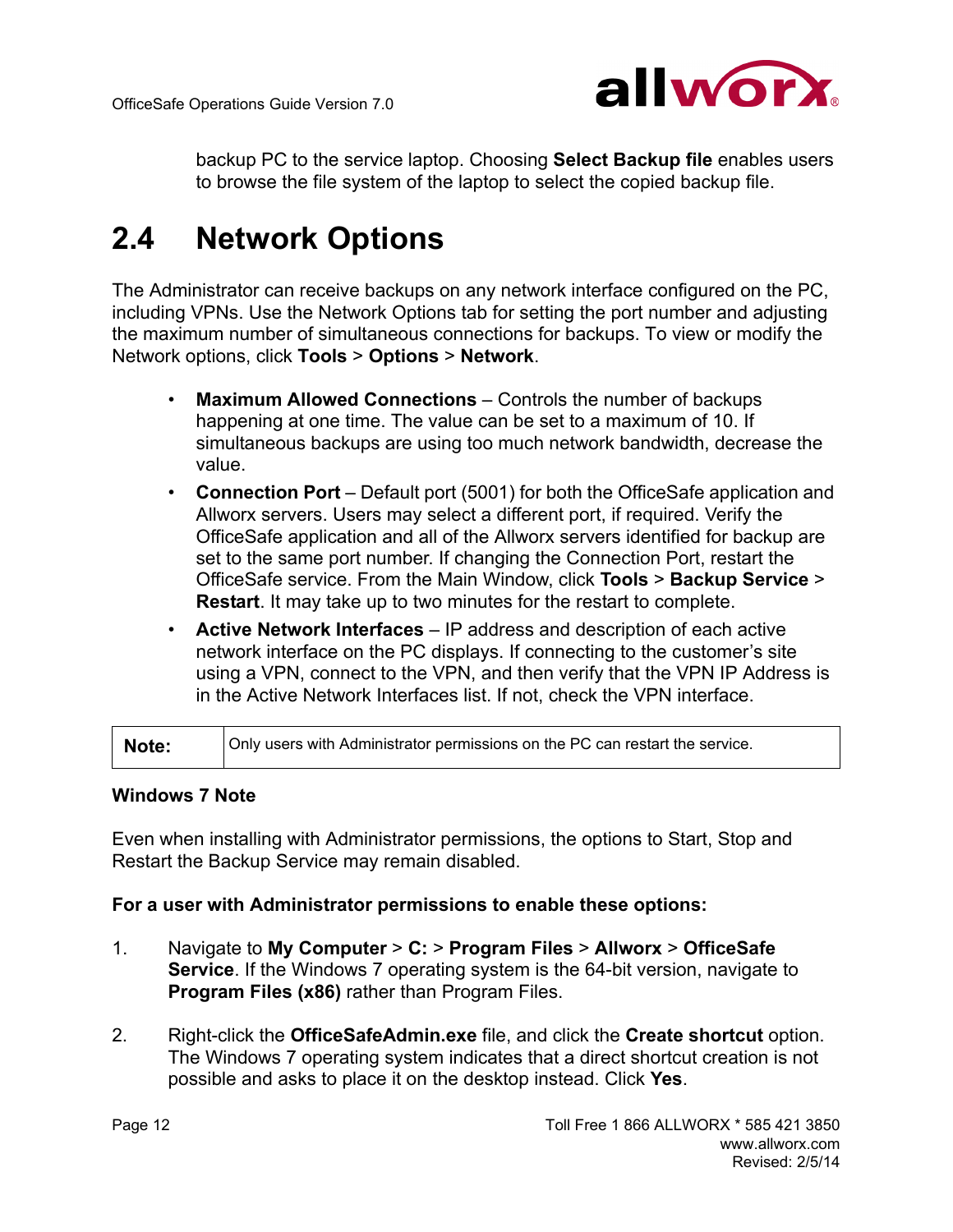backup PC to the service laptop. Choosing **Select Backup file** enables users to browse the file system of the laptop to select the copied backup file.

## 2.4 Network Options

The Administrator can receive backups on any network interface configured on the PC, including VPNs. Use the Network Options tab for setting the port number and adjusting the maximum number of simultaneous connections for backups. To view or modify the Network options, click **Tools** > **Options** > **Network**.

- **Maximum Allowed Connections** – Controls the number of backups happening at one time. The value can be set to a maximum of 10. If simultaneous backups are using too much network bandwidth, decrease the value.
- **Connection Port** – Default port (5001) for both the OfficeSafe application and Allworx servers. Users may select a different port, if required. Verify the OfficeSafe application and all of the Allworx servers identified for backup are set to the same port number. If changing the Connection Port, restart the OfficeSafe service. From the Main Window, click **Tools** > **Backup Service** > **Restart**. It may take up to two minutes for the restart to complete.
- **Active Network Interfaces** – IP address and description of each active network interface on the PC displays. If connecting to the customer's site using a VPN, connect to the VPN, and then verify that the VPN IP Address is in the Active Network Interfaces list. If not, check the VPN interface.

| **Note:** | Only users with Administrator permissions on the PC can restart the service. |
|---|---|

**Windows 7 Note**

Even when installing with Administrator permissions, the options to Start, Stop and Restart the Backup Service may remain disabled.

**For a user with Administrator permissions to enable these options:**

1. Navigate to **My Computer** > **C:** > **Program Files** > **Allworx** > **OfficeSafe Service**. If the Windows 7 operating system is the 64-bit version, navigate to **Program Files (x86)** rather than Program Files.

2. Right-click the **OfficeSafeAdmin.exe** file, and click the **Create shortcut** option. The Windows 7 operating system indicates that a direct shortcut creation is not possible and asks to place it on the desktop instead. Click **Yes**.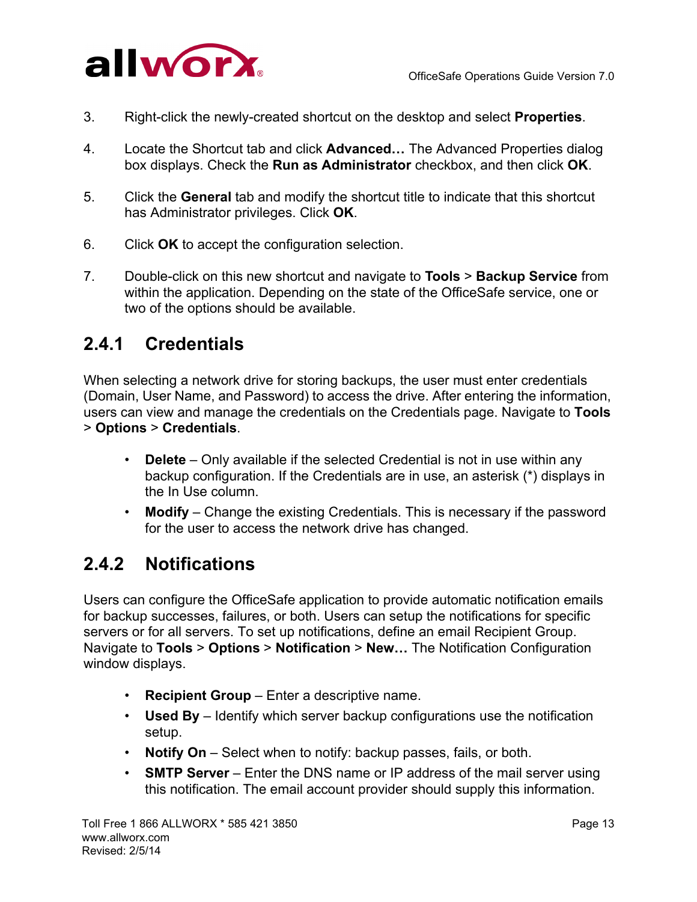3. Right-click the newly-created shortcut on the desktop and select **Properties**.

4. Locate the Shortcut tab and click **Advanced…** The Advanced Properties dialog box displays. Check the **Run as Administrator** checkbox, and then click **OK**.

5. Click the **General** tab and modify the shortcut title to indicate that this shortcut has Administrator privileges. Click **OK**.

6. Click **OK** to accept the configuration selection.

7. Double-click on this new shortcut and navigate to **Tools** > **Backup Service** from within the application. Depending on the state of the OfficeSafe service, one or two of the options should be available.

### 2.4.1 Credentials

When selecting a network drive for storing backups, the user must enter credentials (Domain, User Name, and Password) to access the drive. After entering the information, users can view and manage the credentials on the Credentials page. Navigate to **Tools** > **Options** > **Credentials**.

- **Delete** – Only available if the selected Credential is not in use within any backup configuration. If the Credentials are in use, an asterisk (*) displays in the In Use column.
- **Modify** – Change the existing Credentials. This is necessary if the password for the user to access the network drive has changed.

### 2.4.2 Notifications

Users can configure the OfficeSafe application to provide automatic notification emails for backup successes, failures, or both. Users can setup the notifications for specific servers or for all servers. To set up notifications, define an email Recipient Group. Navigate to **Tools** > **Options** > **Notification** > **New…** The Notification Configuration window displays.

- **Recipient Group** – Enter a descriptive name.
- **Used By** – Identify which server backup configurations use the notification setup.
- **Notify On** – Select when to notify: backup passes, fails, or both.
- **SMTP Server** – Enter the DNS name or IP address of the mail server using this notification. The email account provider should supply this information.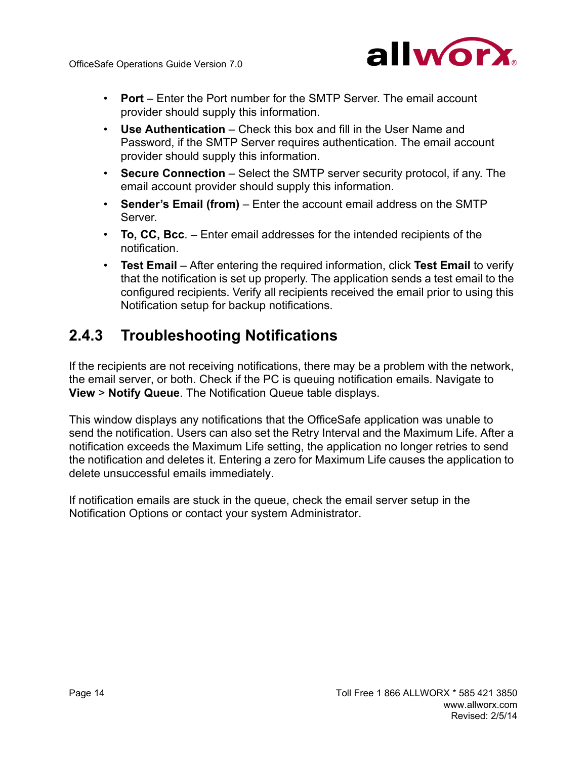- **Port** – Enter the Port number for the SMTP Server. The email account provider should supply this information.
- **Use Authentication** – Check this box and fill in the User Name and Password, if the SMTP Server requires authentication. The email account provider should supply this information.
- **Secure Connection** – Select the SMTP server security protocol, if any. The email account provider should supply this information.
- **Sender's Email (from)** – Enter the account email address on the SMTP Server.
- **To, CC, Bcc**. – Enter email addresses for the intended recipients of the notification.
- **Test Email** – After entering the required information, click **Test Email** to verify that the notification is set up properly. The application sends a test email to the configured recipients. Verify all recipients received the email prior to using this Notification setup for backup notifications.

### 2.4.3 Troubleshooting Notifications

If the recipients are not receiving notifications, there may be a problem with the network, the email server, or both. Check if the PC is queuing notification emails. Navigate to **View** > **Notify Queue**. The Notification Queue table displays.

This window displays any notifications that the OfficeSafe application was unable to send the notification. Users can also set the Retry Interval and the Maximum Life. After a notification exceeds the Maximum Life setting, the application no longer retries to send the notification and deletes it. Entering a zero for Maximum Life causes the application to delete unsuccessful emails immediately.

If notification emails are stuck in the queue, check the email server setup in the Notification Options or contact your system Administrator.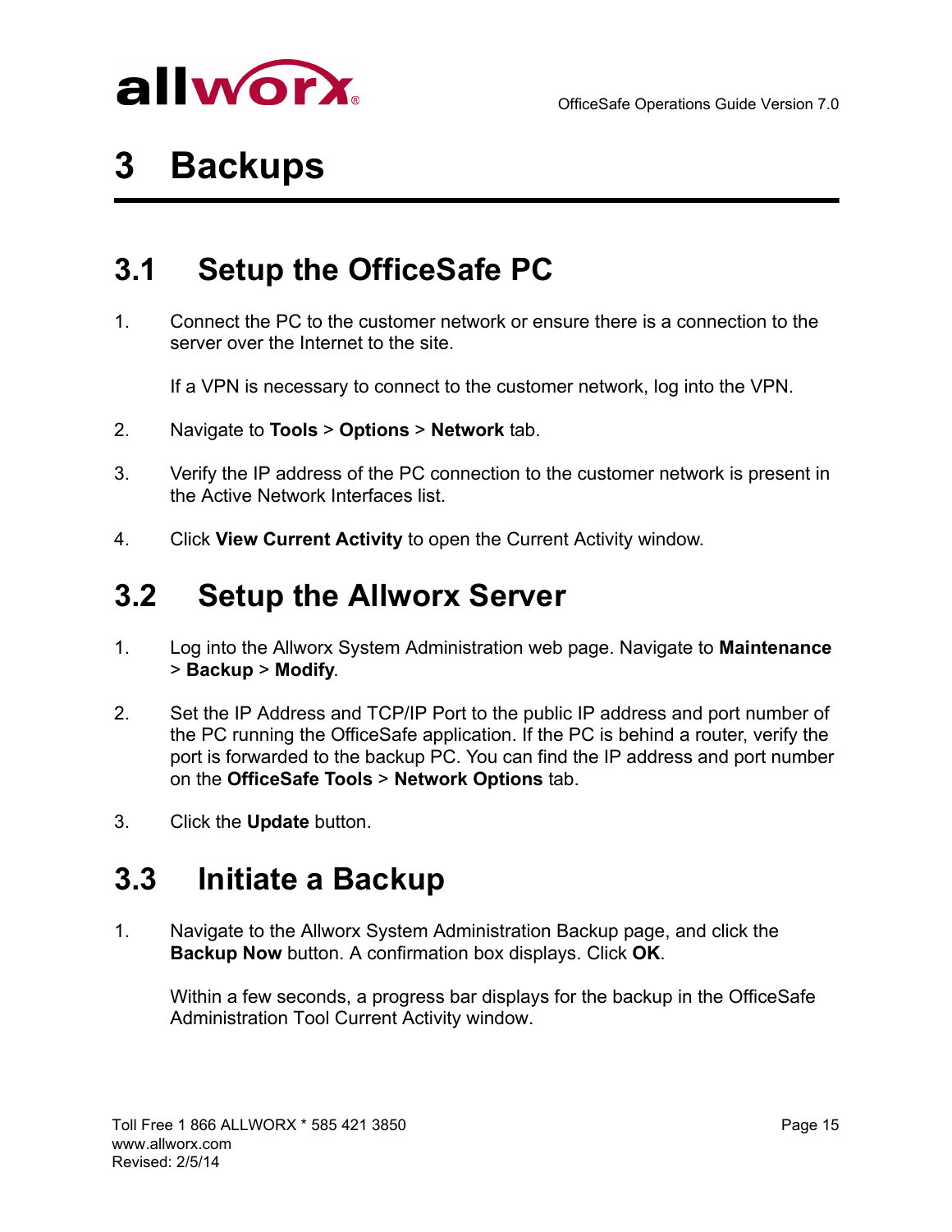# 3 Backups

## 3.1 Setup the OfficeSafe PC

1. Connect the PC to the customer network or ensure there is a connection to the server over the Internet to the site.

   If a VPN is necessary to connect to the customer network, log into the VPN.

2. Navigate to **Tools** > **Options** > **Network** tab.

3. Verify the IP address of the PC connection to the customer network is present in the Active Network Interfaces list.

4. Click **View Current Activity** to open the Current Activity window.

## 3.2 Setup the Allworx Server

1. Log into the Allworx System Administration web page. Navigate to **Maintenance** > **Backup** > **Modify**.

2. Set the IP Address and TCP/IP Port to the public IP address and port number of the PC running the OfficeSafe application. If the PC is behind a router, verify the port is forwarded to the backup PC. You can find the IP address and port number on the **OfficeSafe Tools** > **Network Options** tab.

3. Click the **Update** button.

## 3.3 Initiate a Backup

1. Navigate to the Allworx System Administration Backup page, and click the **Backup Now** button. A confirmation box displays. Click **OK**.

   Within a few seconds, a progress bar displays for the backup in the OfficeSafe Administration Tool Current Activity window.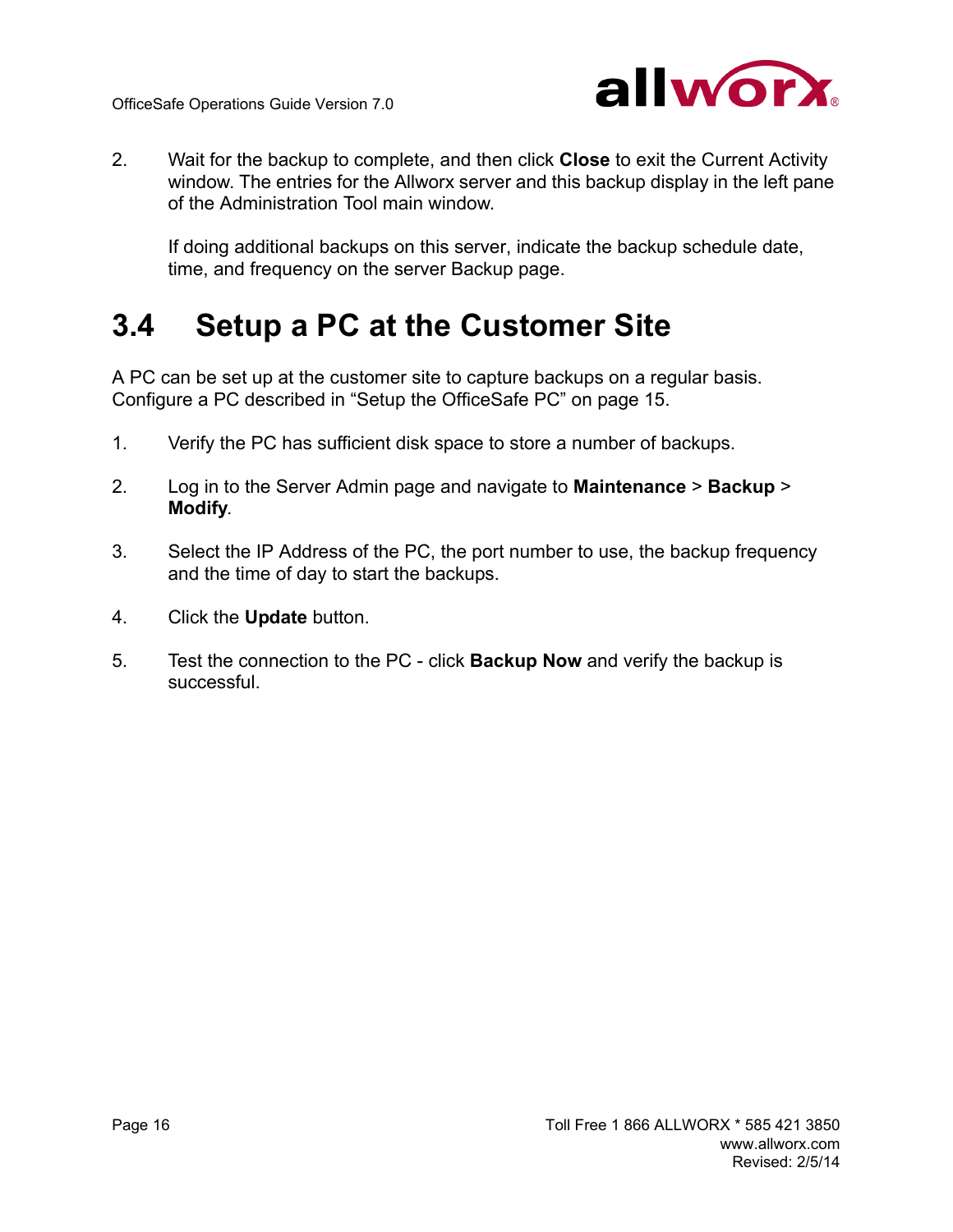2. Wait for the backup to complete, and then click **Close** to exit the Current Activity window. The entries for the Allworx server and this backup display in the left pane of the Administration Tool main window.

   If doing additional backups on this server, indicate the backup schedule date, time, and frequency on the server Backup page.

## 3.4 Setup a PC at the Customer Site

A PC can be set up at the customer site to capture backups on a regular basis. Configure a PC described in “Setup the OfficeSafe PC” on page 15.

1. Verify the PC has sufficient disk space to store a number of backups.
2. Log in to the Server Admin page and navigate to **Maintenance** > **Backup** > **Modify**.
3. Select the IP Address of the PC, the port number to use, the backup frequency and the time of day to start the backups.
4. Click the **Update** button.
5. Test the connection to the PC - click **Backup Now** and verify the backup is successful.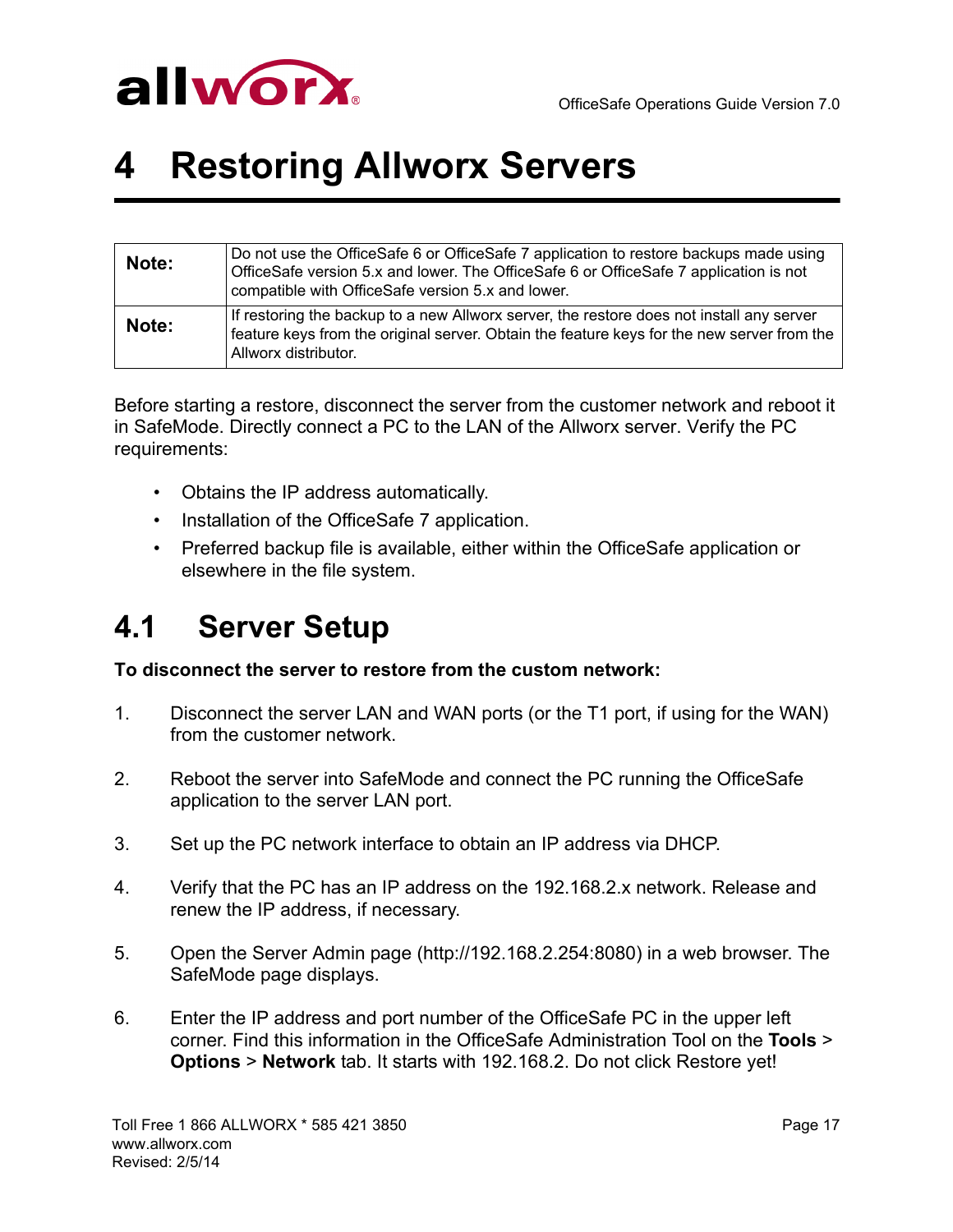# 4 Restoring Allworx Servers

| **Note:** | Do not use the OfficeSafe 6 or OfficeSafe 7 application to restore backups made using OfficeSafe version 5.x and lower. The OfficeSafe 6 or OfficeSafe 7 application is not compatible with OfficeSafe version 5.x and lower. |
|---|---|
| **Note:** | If restoring the backup to a new Allworx server, the restore does not install any server feature keys from the original server. Obtain the feature keys for the new server from the Allworx distributor. |

Before starting a restore, disconnect the server from the customer network and reboot it in SafeMode. Directly connect a PC to the LAN of the Allworx server. Verify the PC requirements:

- Obtains the IP address automatically.
- Installation of the OfficeSafe 7 application.
- Preferred backup file is available, either within the OfficeSafe application or elsewhere in the file system.

## 4.1 Server Setup

**To disconnect the server to restore from the custom network:**

1. Disconnect the server LAN and WAN ports (or the T1 port, if using for the WAN) from the customer network.
2. Reboot the server into SafeMode and connect the PC running the OfficeSafe application to the server LAN port.
3. Set up the PC network interface to obtain an IP address via DHCP.
4. Verify that the PC has an IP address on the 192.168.2.x network. Release and renew the IP address, if necessary.
5. Open the Server Admin page (http://192.168.2.254:8080) in a web browser. The SafeMode page displays.
6. Enter the IP address and port number of the OfficeSafe PC in the upper left corner. Find this information in the OfficeSafe Administration Tool on the **Tools** > **Options** > **Network** tab. It starts with 192.168.2. Do not click Restore yet!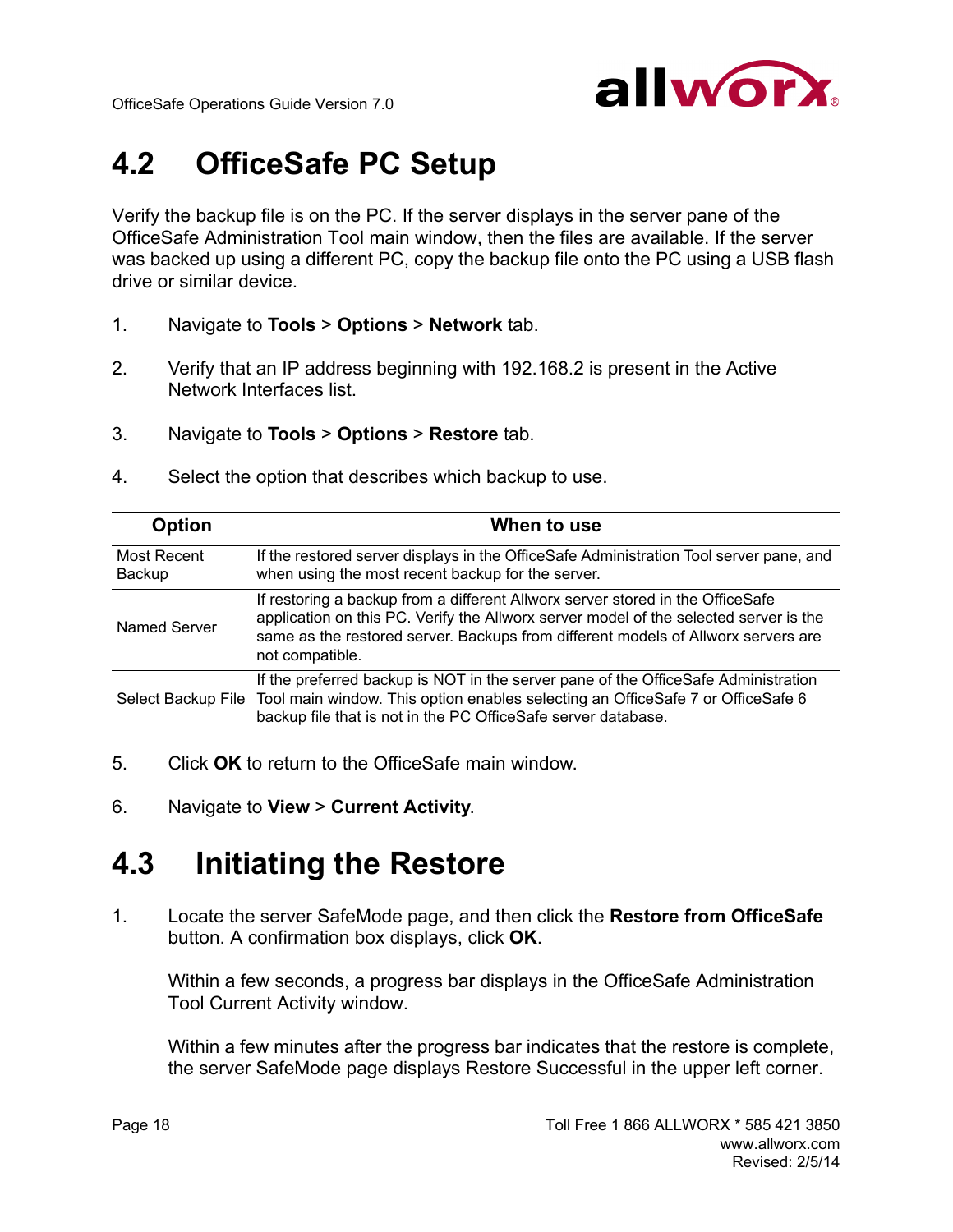## 4.2 OfficeSafe PC Setup

Verify the backup file is on the PC. If the server displays in the server pane of the OfficeSafe Administration Tool main window, then the files are available. If the server was backed up using a different PC, copy the backup file onto the PC using a USB flash drive or similar device.

1. Navigate to **Tools** > **Options** > **Network** tab.
2. Verify that an IP address beginning with 192.168.2 is present in the Active Network Interfaces list.
3. Navigate to **Tools** > **Options** > **Restore** tab.
4. Select the option that describes which backup to use.

| Option | When to use |
|---|---|
| Most Recent Backup | If the restored server displays in the OfficeSafe Administration Tool server pane, and when using the most recent backup for the server. |
| Named Server | If restoring a backup from a different Allworx server stored in the OfficeSafe application on this PC. Verify the Allworx server model of the selected server is the same as the restored server. Backups from different models of Allworx servers are not compatible. |
| Select Backup File | If the preferred backup is NOT in the server pane of the OfficeSafe Administration Tool main window. This option enables selecting an OfficeSafe 7 or OfficeSafe 6 backup file that is not in the PC OfficeSafe server database. |

5. Click **OK** to return to the OfficeSafe main window.
6. Navigate to **View** > **Current Activity**.

## 4.3 Initiating the Restore

1. Locate the server SafeMode page, and then click the **Restore from OfficeSafe** button. A confirmation box displays, click **OK**.

   Within a few seconds, a progress bar displays in the OfficeSafe Administration Tool Current Activity window.

   Within a few minutes after the progress bar indicates that the restore is complete, the server SafeMode page displays Restore Successful in the upper left corner.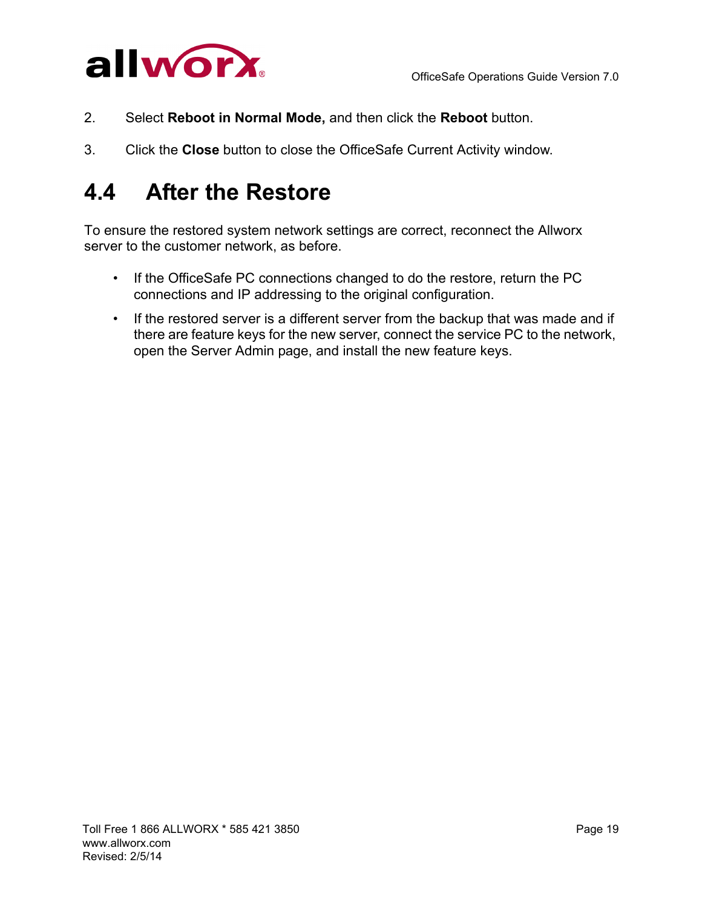2. Select **Reboot in Normal Mode,** and then click the **Reboot** button.

3. Click the **Close** button to close the OfficeSafe Current Activity window.

## 4.4 After the Restore

To ensure the restored system network settings are correct, reconnect the Allworx server to the customer network, as before.

- If the OfficeSafe PC connections changed to do the restore, return the PC connections and IP addressing to the original configuration.
- If the restored server is a different server from the backup that was made and if there are feature keys for the new server, connect the service PC to the network, open the Server Admin page, and install the new feature keys.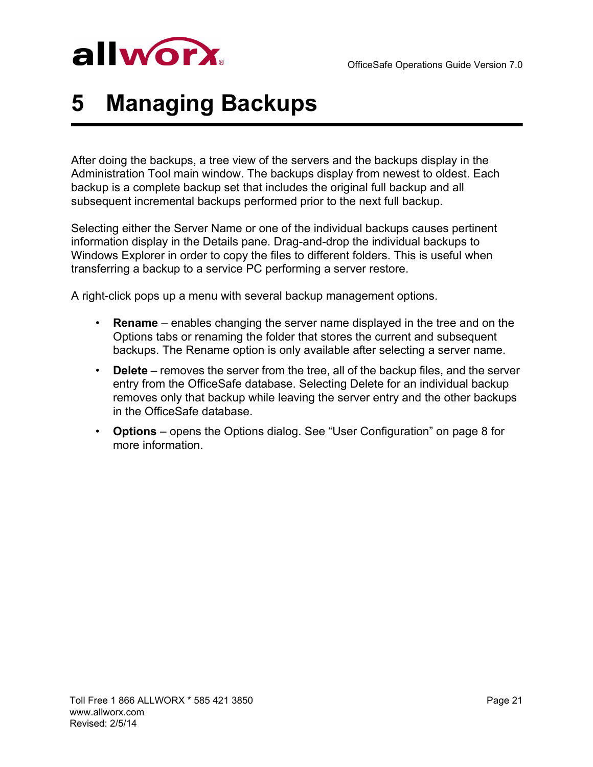# 5 Managing Backups

After doing the backups, a tree view of the servers and the backups display in the Administration Tool main window. The backups display from newest to oldest. Each backup is a complete backup set that includes the original full backup and all subsequent incremental backups performed prior to the next full backup.

Selecting either the Server Name or one of the individual backups causes pertinent information display in the Details pane. Drag-and-drop the individual backups to Windows Explorer in order to copy the files to different folders. This is useful when transferring a backup to a service PC performing a server restore.

A right-click pops up a menu with several backup management options.

- **Rename** – enables changing the server name displayed in the tree and on the Options tabs or renaming the folder that stores the current and subsequent backups. The Rename option is only available after selecting a server name.
- **Delete** – removes the server from the tree, all of the backup files, and the server entry from the OfficeSafe database. Selecting Delete for an individual backup removes only that backup while leaving the server entry and the other backups in the OfficeSafe database.
- **Options** – opens the Options dialog. See "User Configuration" on page 8 for more information.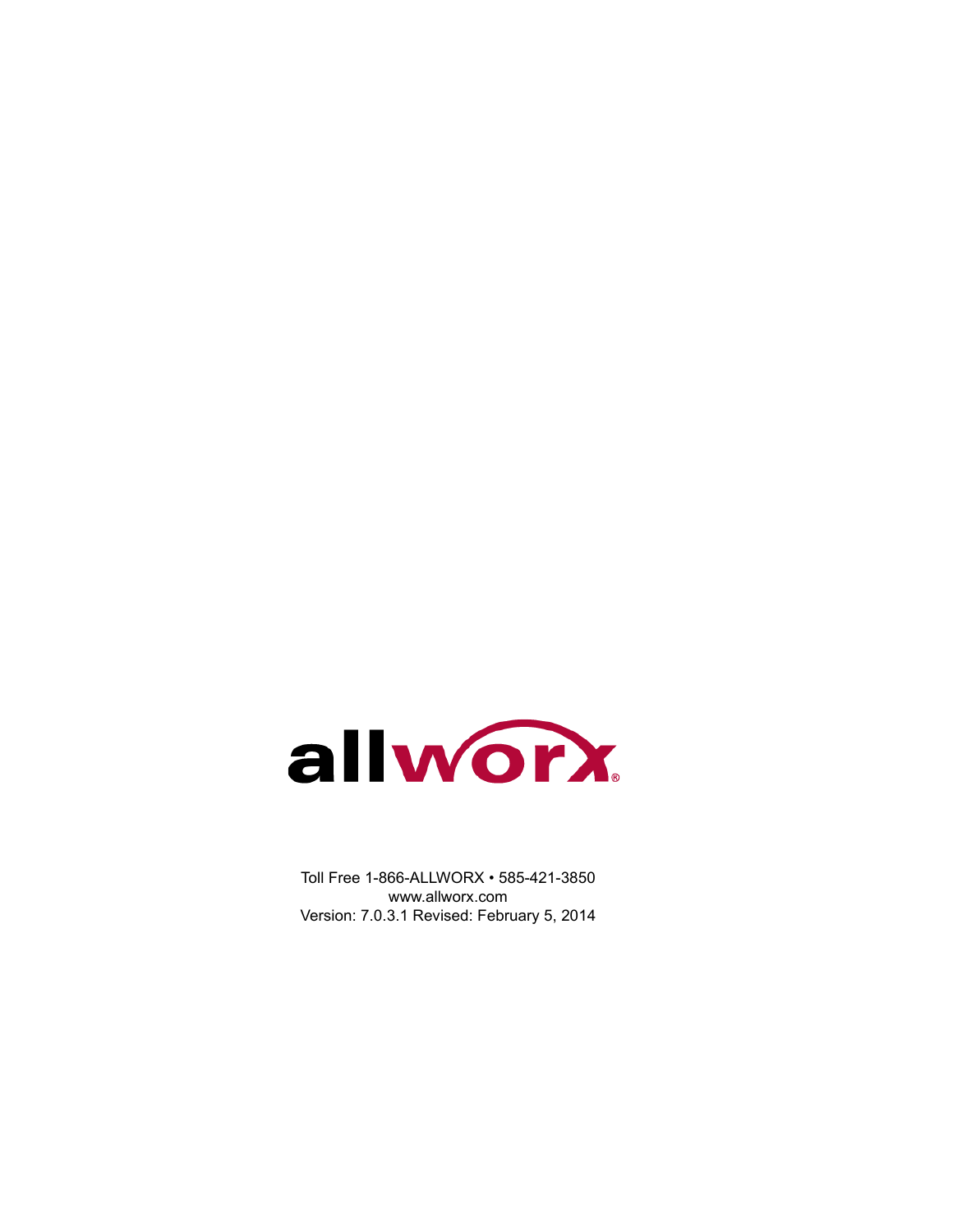allworx®

Toll Free 1-866-ALLWORX • 585-421-3850
www.allworx.com
Version: 7.0.3.1 Revised: February 5, 2014